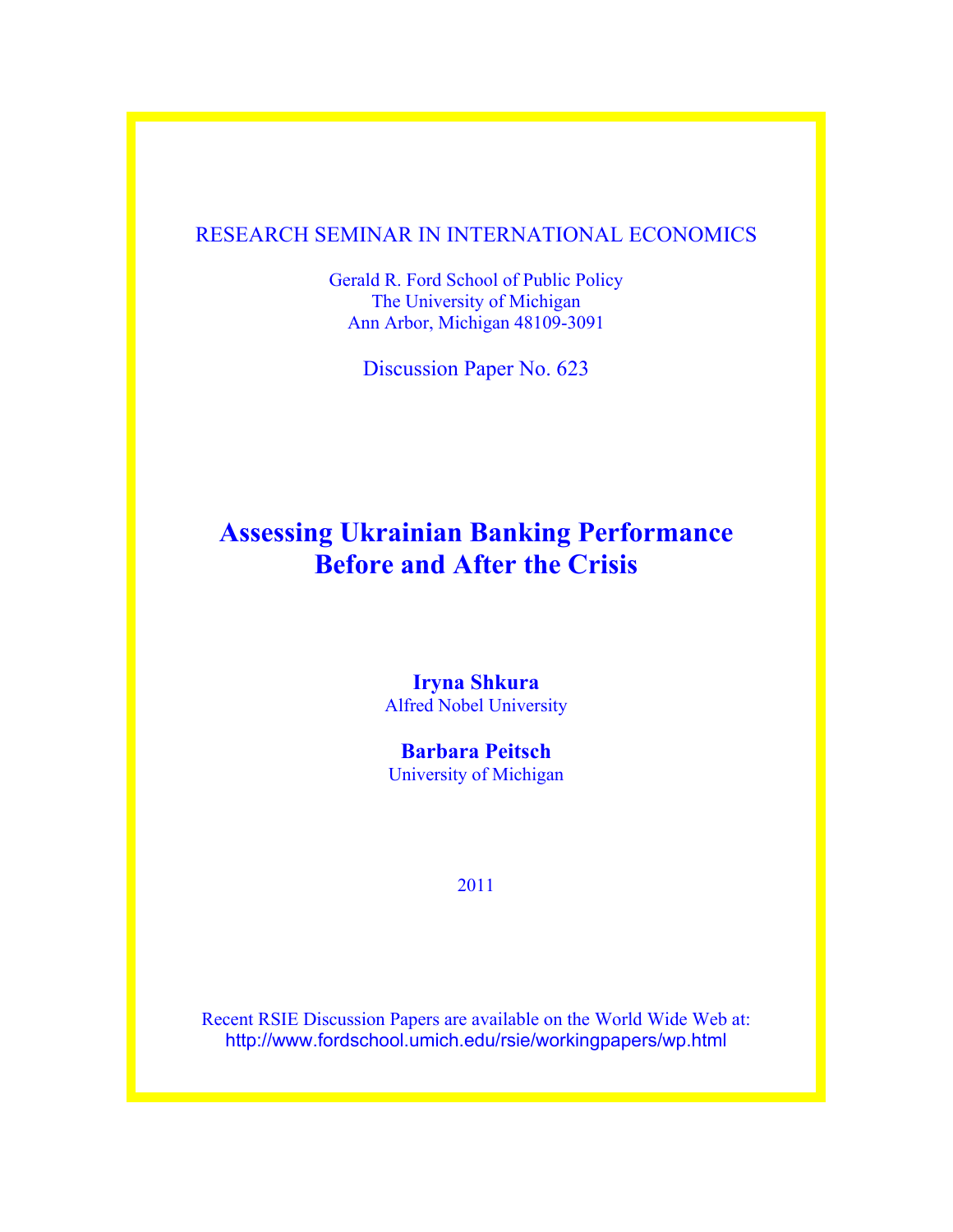RESEARCH SEMINAR IN INTERNATIONAL ECONOMICS

Gerald R. Ford School of Public Policy
The University of Michigan
Ann Arbor, Michigan 48109-3091

Discussion Paper No. 623

# Assessing Ukrainian Banking Performance Before and After the Crisis

**Iryna Shkura**
Alfred Nobel University

**Barbara Peitsch**
University of Michigan

2011

Recent RSIE Discussion Papers are available on the World Wide Web at:
http://www.fordschool.umich.edu/rsie/workingpapers/wp.html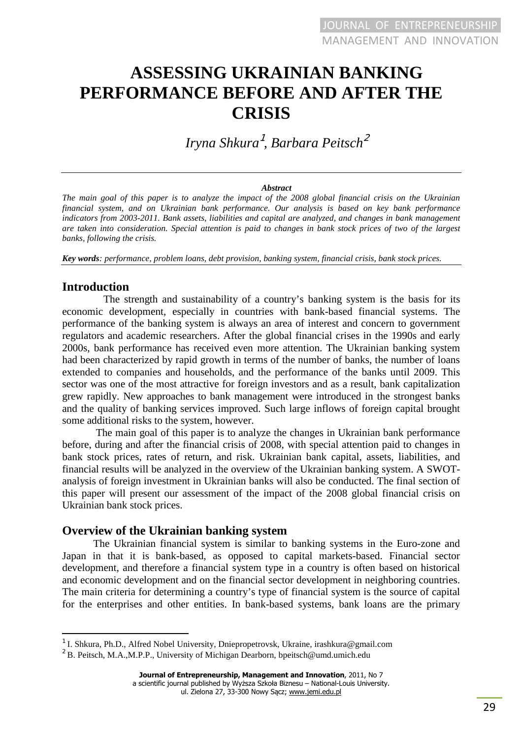# ASSESSING UKRAINIAN BANKING PERFORMANCE BEFORE AND AFTER THE CRISIS

*Iryna Shkura*[1]*, Barbara Peitsch*[2]

***Abstract***

*The main goal of this paper is to analyze the impact of the 2008 global financial crisis on the Ukrainian financial system, and on Ukrainian bank performance. Our analysis is based on key bank performance indicators from 2003-2011. Bank assets, liabilities and capital are analyzed, and changes in bank management are taken into consideration. Special attention is paid to changes in bank stock prices of two of the largest banks, following the crisis.*

***Key words****: performance, problem loans, debt provision, banking system, financial crisis, bank stock prices.*

## Introduction

The strength and sustainability of a country's banking system is the basis for its economic development, especially in countries with bank-based financial systems. The performance of the banking system is always an area of interest and concern to government regulators and academic researchers. After the global financial crises in the 1990s and early 2000s, bank performance has received even more attention. The Ukrainian banking system had been characterized by rapid growth in terms of the number of banks, the number of loans extended to companies and households, and the performance of the banks until 2009. This sector was one of the most attractive for foreign investors and as a result, bank capitalization grew rapidly. New approaches to bank management were introduced in the strongest banks and the quality of banking services improved. Such large inflows of foreign capital brought some additional risks to the system, however.

The main goal of this paper is to analyze the changes in Ukrainian bank performance before, during and after the financial crisis of 2008, with special attention paid to changes in bank stock prices, rates of return, and risk. Ukrainian bank capital, assets, liabilities, and financial results will be analyzed in the overview of the Ukrainian banking system. A SWOT-analysis of foreign investment in Ukrainian banks will also be conducted. The final section of this paper will present our assessment of the impact of the 2008 global financial crisis on Ukrainian bank stock prices.

## Overview of the Ukrainian banking system

The Ukrainian financial system is similar to banking systems in the Euro-zone and Japan in that it is bank-based, as opposed to capital markets-based. Financial sector development, and therefore a financial system type in a country is often based on historical and economic development and on the financial sector development in neighboring countries. The main criteria for determining a country's type of financial system is the source of capital for the enterprises and other entities. In bank-based systems, bank loans are the primary

---

[1] I. Shkura, Ph.D., Alfred Nobel University, Dniepropetrovsk, Ukraine, irashkura@gmail.com

[2] B. Peitsch, M.A.,M.P.P., University of Michigan Dearborn, bpeitsch@umd.umich.edu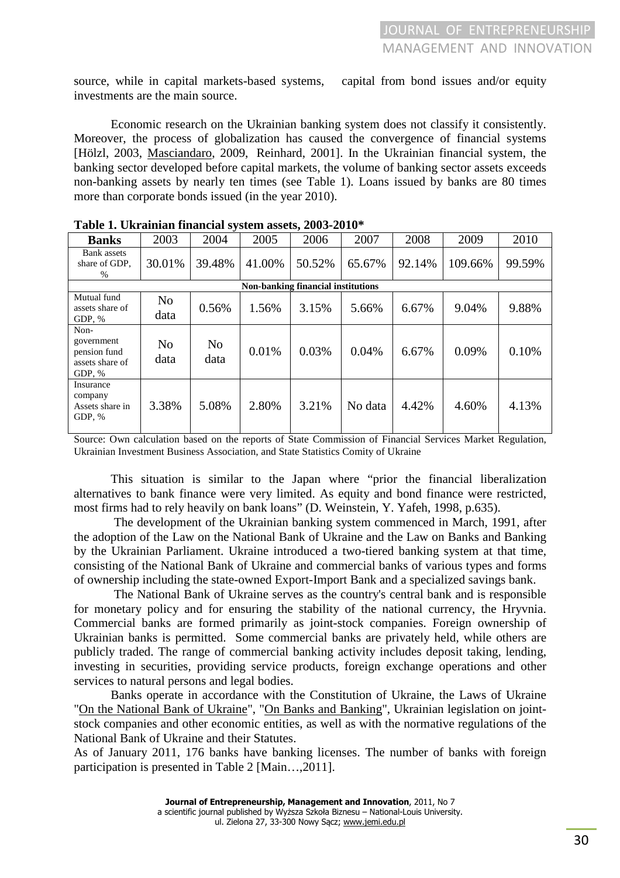source, while in capital markets-based systems, capital from bond issues and/or equity investments are the main source.

Economic research on the Ukrainian banking system does not classify it consistently. Moreover, the process of globalization has caused the convergence of financial systems [Hölzl, 2003, Masciandaro, 2009, Reinhard, 2001]. In the Ukrainian financial system, the banking sector developed before capital markets, the volume of banking sector assets exceeds non-banking assets by nearly ten times (see Table 1). Loans issued by banks are 80 times more than corporate bonds issued (in the year 2010).

**Table 1. Ukrainian financial system assets, 2003-2010\***

| **Banks** | 2003 | 2004 | 2005 | 2006 | 2007 | 2008 | 2009 | 2010 |
|---|---|---|---|---|---|---|---|---|
| Bank assets share of GDP, % | 30.01% | 39.48% | 41.00% | 50.52% | 65.67% | 92.14% | 109.66% | 99.59% |
| **Non-banking financial institutions** | | | | | | | | |
| Mutual fund assets share of GDP, % | No data | 0.56% | 1.56% | 3.15% | 5.66% | 6.67% | 9.04% | 9.88% |
| Non-government pension fund assets share of GDP, % | No data | No data | 0.01% | 0.03% | 0.04% | 6.67% | 0.09% | 0.10% |
| Insurance company Assets share in GDP, % | 3.38% | 5.08% | 2.80% | 3.21% | No data | 4.42% | 4.60% | 4.13% |

Source: Own calculation based on the reports of State Commission of Financial Services Market Regulation, Ukrainian Investment Business Association, and State Statistics Comity of Ukraine

This situation is similar to the Japan where "prior the financial liberalization alternatives to bank finance were very limited. As equity and bond finance were restricted, most firms had to rely heavily on bank loans" (D. Weinstein, Y. Yafeh, 1998, p.635).

The development of the Ukrainian banking system commenced in March, 1991, after the adoption of the Law on the National Bank of Ukraine and the Law on Banks and Banking by the Ukrainian Parliament. Ukraine introduced a two-tiered banking system at that time, consisting of the National Bank of Ukraine and commercial banks of various types and forms of ownership including the state-owned Export-Import Bank and a specialized savings bank.

The National Bank of Ukraine serves as the country's central bank and is responsible for monetary policy and for ensuring the stability of the national currency, the Hryvnia. Commercial banks are formed primarily as joint-stock companies. Foreign ownership of Ukrainian banks is permitted. Some commercial banks are privately held, while others are publicly traded. The range of commercial banking activity includes deposit taking, lending, investing in securities, providing service products, foreign exchange operations and other services to natural persons and legal bodies.

Banks operate in accordance with the Constitution of Ukraine, the Laws of Ukraine "On the National Bank of Ukraine", "On Banks and Banking", Ukrainian legislation on joint-stock companies and other economic entities, as well as with the normative regulations of the National Bank of Ukraine and their Statutes.

As of January 2011, 176 banks have banking licenses. The number of banks with foreign participation is presented in Table 2 [Main…,2011].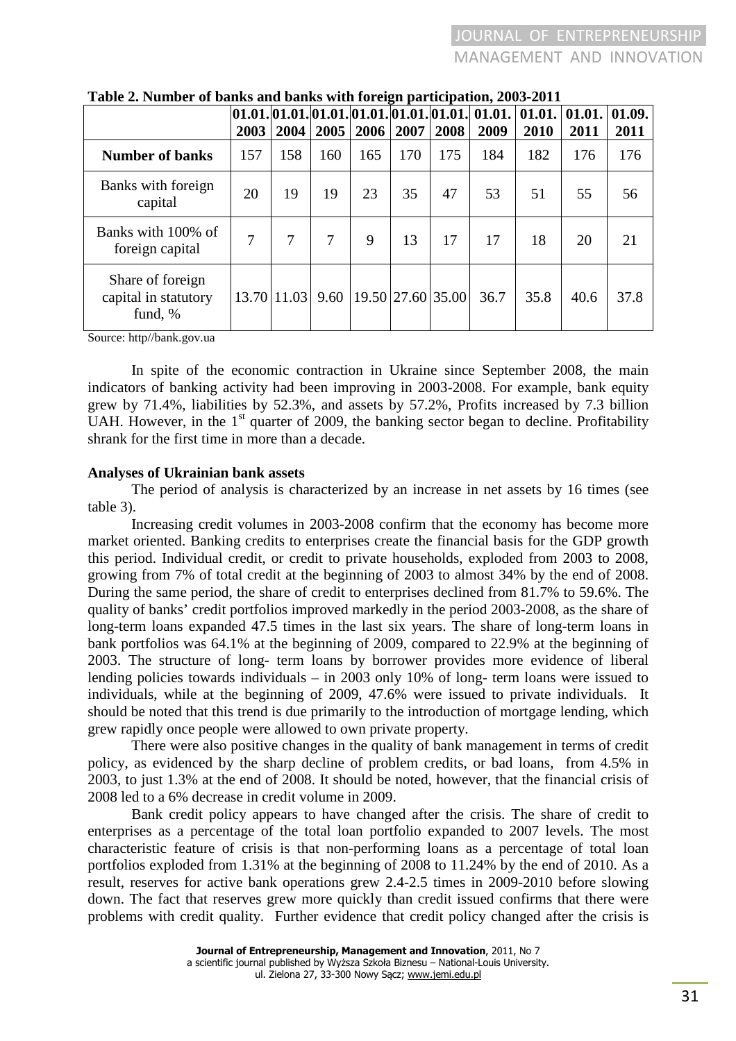**Table 2. Number of banks and banks with foreign participation, 2003-2011**

| | 01.01. 2003 | 01.01. 2004 | 01.01. 2005 | 01.01. 2006 | 01.01. 2007 | 01.01. 2008 | 01.01. 2009 | 01.01. 2010 | 01.01. 2011 | 01.09. 2011 |
|---|---|---|---|---|---|---|---|---|---|---|
| **Number of banks** | 157 | 158 | 160 | 165 | 170 | 175 | 184 | 182 | 176 | 176 |
| Banks with foreign capital | 20 | 19 | 19 | 23 | 35 | 47 | 53 | 51 | 55 | 56 |
| Banks with 100% of foreign capital | 7 | 7 | 7 | 9 | 13 | 17 | 17 | 18 | 20 | 21 |
| Share of foreign capital in statutory fund, % | 13.70 | 11.03 | 9.60 | 19.50 | 27.60 | 35.00 | 36.7 | 35.8 | 40.6 | 37.8 |

Source: http//bank.gov.ua

In spite of the economic contraction in Ukraine since September 2008, the main indicators of banking activity had been improving in 2003-2008. For example, bank equity grew by 71.4%, liabilities by 52.3%, and assets by 57.2%, Profits increased by 7.3 billion UAH. However, in the 1st quarter of 2009, the banking sector began to decline. Profitability shrank for the first time in more than a decade.

**Analyses of Ukrainian bank assets**

The period of analysis is characterized by an increase in net assets by 16 times (see table 3).

Increasing credit volumes in 2003-2008 confirm that the economy has become more market oriented. Banking credits to enterprises create the financial basis for the GDP growth this period. Individual credit, or credit to private households, exploded from 2003 to 2008, growing from 7% of total credit at the beginning of 2003 to almost 34% by the end of 2008. During the same period, the share of credit to enterprises declined from 81.7% to 59.6%. The quality of banks' credit portfolios improved markedly in the period 2003-2008, as the share of long-term loans expanded 47.5 times in the last six years. The share of long-term loans in bank portfolios was 64.1% at the beginning of 2009, compared to 22.9% at the beginning of 2003. The structure of long- term loans by borrower provides more evidence of liberal lending policies towards individuals – in 2003 only 10% of long- term loans were issued to individuals, while at the beginning of 2009, 47.6% were issued to private individuals. It should be noted that this trend is due primarily to the introduction of mortgage lending, which grew rapidly once people were allowed to own private property.

There were also positive changes in the quality of bank management in terms of credit policy, as evidenced by the sharp decline of problem credits, or bad loans, from 4.5% in 2003, to just 1.3% at the end of 2008. It should be noted, however, that the financial crisis of 2008 led to a 6% decrease in credit volume in 2009.

Bank credit policy appears to have changed after the crisis. The share of credit to enterprises as a percentage of the total loan portfolio expanded to 2007 levels. The most characteristic feature of crisis is that non-performing loans as a percentage of total loan portfolios exploded from 1.31% at the beginning of 2008 to 11.24% by the end of 2010. As a result, reserves for active bank operations grew 2.4-2.5 times in 2009-2010 before slowing down. The fact that reserves grew more quickly than credit issued confirms that there were problems with credit quality. Further evidence that credit policy changed after the crisis is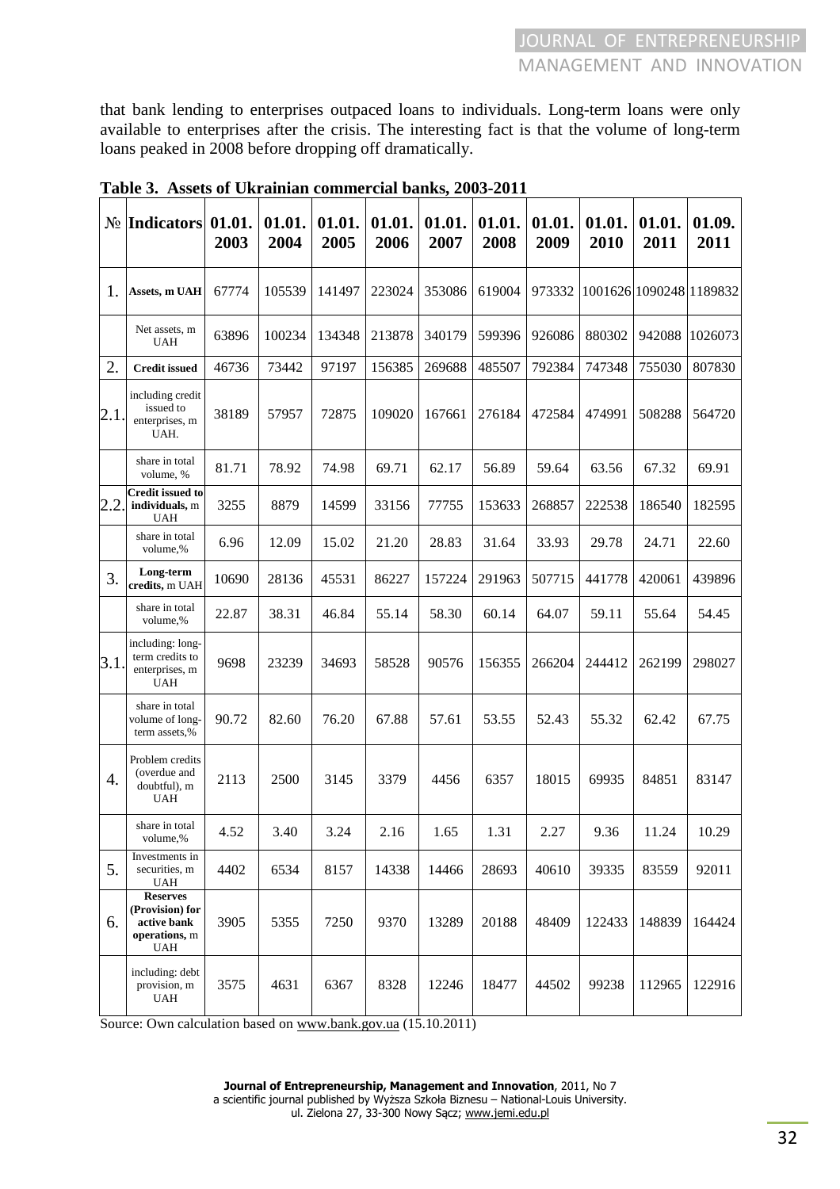that bank lending to enterprises outpaced loans to individuals. Long-term loans were only available to enterprises after the crisis. The interesting fact is that the volume of long-term loans peaked in 2008 before dropping off dramatically.

**Table 3. Assets of Ukrainian commercial banks, 2003-2011**

| № | Indicators | 01.01. 2003 | 01.01. 2004 | 01.01. 2005 | 01.01. 2006 | 01.01. 2007 | 01.01. 2008 | 01.01. 2009 | 01.01. 2010 | 01.01. 2011 | 01.09. 2011 |
|---|---|---|---|---|---|---|---|---|---|---|---|
| 1. | **Assets, m UAH** | 67774 | 105539 | 141497 | 223024 | 353086 | 619004 | 973332 | 1001626 | 1090248 | 1189832 |
| | Net assets, m UAH | 63896 | 100234 | 134348 | 213878 | 340179 | 599396 | 926086 | 880302 | 942088 | 1026073 |
| 2. | **Credit issued** | 46736 | 73442 | 97197 | 156385 | 269688 | 485507 | 792384 | 747348 | 755030 | 807830 |
| 2.1. | including credit issued to enterprises, m UAH. | 38189 | 57957 | 72875 | 109020 | 167661 | 276184 | 472584 | 474991 | 508288 | 564720 |
| | share in total volume, % | 81.71 | 78.92 | 74.98 | 69.71 | 62.17 | 56.89 | 59.64 | 63.56 | 67.32 | 69.91 |
| 2.2. | **Credit issued to individuals,** m UAH | 3255 | 8879 | 14599 | 33156 | 77755 | 153633 | 268857 | 222538 | 186540 | 182595 |
| | share in total volume,% | 6.96 | 12.09 | 15.02 | 21.20 | 28.83 | 31.64 | 33.93 | 29.78 | 24.71 | 22.60 |
| 3. | **Long-term credits,** m UAH | 10690 | 28136 | 45531 | 86227 | 157224 | 291963 | 507715 | 441778 | 420061 | 439896 |
| | share in total volume,% | 22.87 | 38.31 | 46.84 | 55.14 | 58.30 | 60.14 | 64.07 | 59.11 | 55.64 | 54.45 |
| 3.1. | including: long-term credits to enterprises, m UAH | 9698 | 23239 | 34693 | 58528 | 90576 | 156355 | 266204 | 244412 | 262199 | 298027 |
| | share in total volume of long-term assets,% | 90.72 | 82.60 | 76.20 | 67.88 | 57.61 | 53.55 | 52.43 | 55.32 | 62.42 | 67.75 |
| 4. | Problem credits (overdue and doubtful), m UAH | 2113 | 2500 | 3145 | 3379 | 4456 | 6357 | 18015 | 69935 | 84851 | 83147 |
| | share in total volume,% | 4.52 | 3.40 | 3.24 | 2.16 | 1.65 | 1.31 | 2.27 | 9.36 | 11.24 | 10.29 |
| 5. | Investments in securities, m UAH | 4402 | 6534 | 8157 | 14338 | 14466 | 28693 | 40610 | 39335 | 83559 | 92011 |
| 6. | **Reserves (Provision) for active bank operations,** m UAH | 3905 | 5355 | 7250 | 9370 | 13289 | 20188 | 48409 | 122433 | 148839 | 164424 |
| | including: debt provision, m UAH | 3575 | 4631 | 6367 | 8328 | 12246 | 18477 | 44502 | 99238 | 112965 | 122916 |

Source: Own calculation based on www.bank.gov.ua (15.10.2011)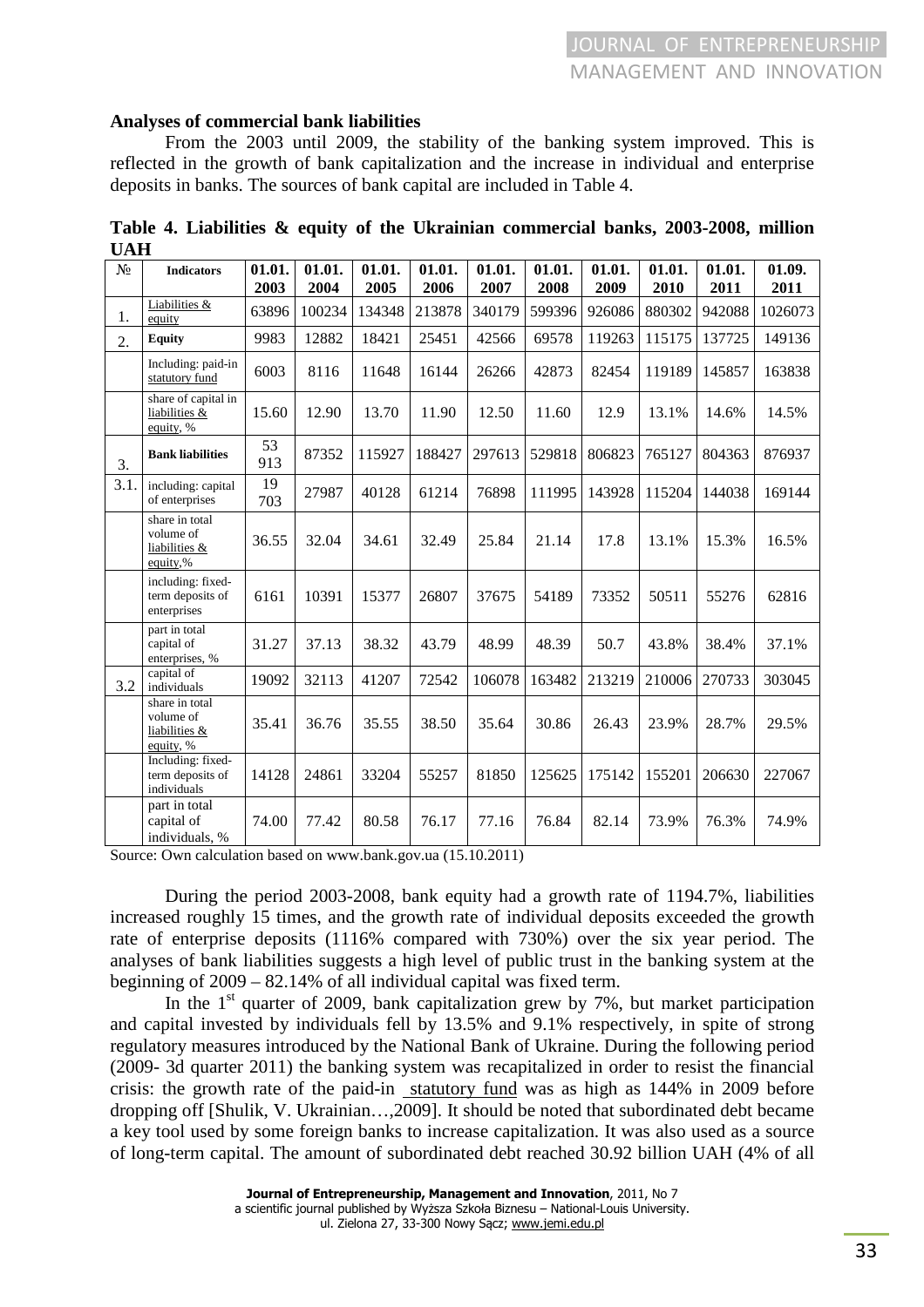**Analyses of commercial bank liabilities**

From the 2003 until 2009, the stability of the banking system improved. This is reflected in the growth of bank capitalization and the increase in individual and enterprise deposits in banks. The sources of bank capital are included in Table 4.

**Table 4. Liabilities & equity of the Ukrainian commercial banks, 2003-2008, million UAH**

| № | Indicators | 01.01. 2003 | 01.01. 2004 | 01.01. 2005 | 01.01. 2006 | 01.01. 2007 | 01.01. 2008 | 01.01. 2009 | 01.01. 2010 | 01.01. 2011 | 01.09. 2011 |
|---|---|---|---|---|---|---|---|---|---|---|---|
| 1. | Liabilities & equity | 63896 | 100234 | 134348 | 213878 | 340179 | 599396 | 926086 | 880302 | 942088 | 1026073 |
| 2. | **Equity** | 9983 | 12882 | 18421 | 25451 | 42566 | 69578 | 119263 | 115175 | 137725 | 149136 |
| | Including: paid-in statutory fund | 6003 | 8116 | 11648 | 16144 | 26266 | 42873 | 82454 | 119189 | 145857 | 163838 |
| | share of capital in liabilities & equity, % | 15.60 | 12.90 | 13.70 | 11.90 | 12.50 | 11.60 | 12.9 | 13.1% | 14.6% | 14.5% |
| 3. | **Bank liabilities** | 53 913 | 87352 | 115927 | 188427 | 297613 | 529818 | 806823 | 765127 | 804363 | 876937 |
| 3.1. | including: capital of enterprises | 19 703 | 27987 | 40128 | 61214 | 76898 | 111995 | 143928 | 115204 | 144038 | 169144 |
| | share in total volume of liabilities & equity,% | 36.55 | 32.04 | 34.61 | 32.49 | 25.84 | 21.14 | 17.8 | 13.1% | 15.3% | 16.5% |
| | including: fixed-term deposits of enterprises | 6161 | 10391 | 15377 | 26807 | 37675 | 54189 | 73352 | 50511 | 55276 | 62816 |
| | part in total capital of enterprises, % | 31.27 | 37.13 | 38.32 | 43.79 | 48.99 | 48.39 | 50.7 | 43.8% | 38.4% | 37.1% |
| 3.2 | capital of individuals | 19092 | 32113 | 41207 | 72542 | 106078 | 163482 | 213219 | 210006 | 270733 | 303045 |
| | share in total volume of liabilities & equity, % | 35.41 | 36.76 | 35.55 | 38.50 | 35.64 | 30.86 | 26.43 | 23.9% | 28.7% | 29.5% |
| | Including: fixed-term deposits of individuals | 14128 | 24861 | 33204 | 55257 | 81850 | 125625 | 175142 | 155201 | 206630 | 227067 |
| | part in total capital of individuals, % | 74.00 | 77.42 | 80.58 | 76.17 | 77.16 | 76.84 | 82.14 | 73.9% | 76.3% | 74.9% |

Source: Own calculation based on www.bank.gov.ua (15.10.2011)

During the period 2003-2008, bank equity had a growth rate of 1194.7%, liabilities increased roughly 15 times, and the growth rate of individual deposits exceeded the growth rate of enterprise deposits (1116% compared with 730%) over the six year period. The analyses of bank liabilities suggests a high level of public trust in the banking system at the beginning of 2009 – 82.14% of all individual capital was fixed term.

In the 1st quarter of 2009, bank capitalization grew by 7%, but market participation and capital invested by individuals fell by 13.5% and 9.1% respectively, in spite of strong regulatory measures introduced by the National Bank of Ukraine. During the following period (2009- 3d quarter 2011) the banking system was recapitalized in order to resist the financial crisis: the growth rate of the paid-in statutory fund was as high as 144% in 2009 before dropping off [Shulik, V. Ukrainian…,2009]. It should be noted that subordinated debt became a key tool used by some foreign banks to increase capitalization. It was also used as a source of long-term capital. The amount of subordinated debt reached 30.92 billion UAH (4% of all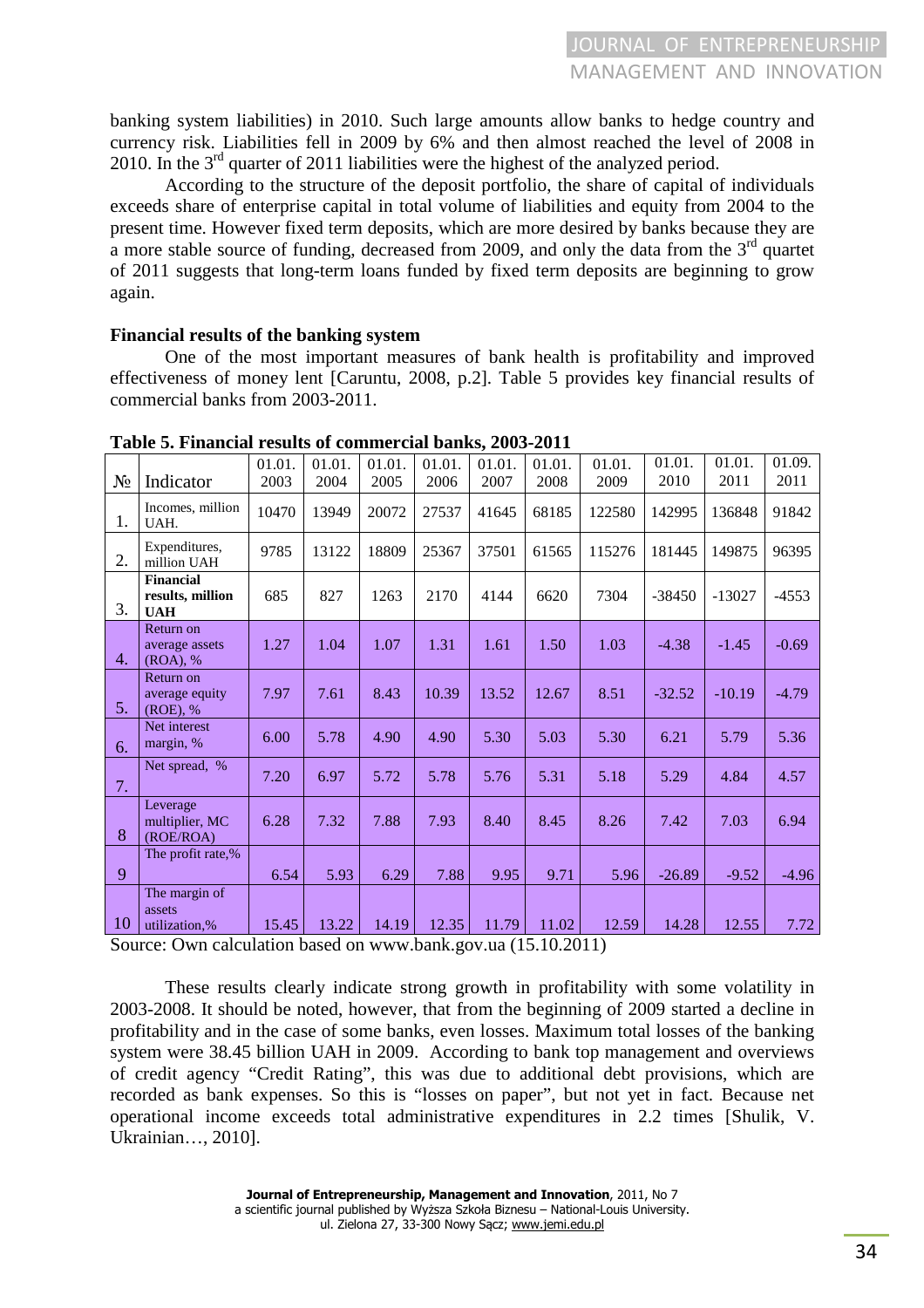banking system liabilities) in 2010. Such large amounts allow banks to hedge country and currency risk. Liabilities fell in 2009 by 6% and then almost reached the level of 2008 in 2010. In the 3rd quarter of 2011 liabilities were the highest of the analyzed period.

According to the structure of the deposit portfolio, the share of capital of individuals exceeds share of enterprise capital in total volume of liabilities and equity from 2004 to the present time. However fixed term deposits, which are more desired by banks because they are a more stable source of funding, decreased from 2009, and only the data from the 3rd quartet of 2011 suggests that long-term loans funded by fixed term deposits are beginning to grow again.

**Financial results of the banking system**

One of the most important measures of bank health is profitability and improved effectiveness of money lent [Caruntu, 2008, p.2]. Table 5 provides key financial results of commercial banks from 2003-2011.

**Table 5. Financial results of commercial banks, 2003-2011**

| № | Indicator | 01.01. 2003 | 01.01. 2004 | 01.01. 2005 | 01.01. 2006 | 01.01. 2007 | 01.01. 2008 | 01.01. 2009 | 01.01. 2010 | 01.01. 2011 | 01.09. 2011 |
|---|---|---|---|---|---|---|---|---|---|---|---|
| 1. | Incomes, million UAH. | 10470 | 13949 | 20072 | 27537 | 41645 | 68185 | 122580 | 142995 | 136848 | 91842 |
| 2. | Expenditures, million UAH | 9785 | 13122 | 18809 | 25367 | 37501 | 61565 | 115276 | 181445 | 149875 | 96395 |
| 3. | **Financial results, million UAH** | 685 | 827 | 1263 | 2170 | 4144 | 6620 | 7304 | -38450 | -13027 | -4553 |
| 4. | Return on average assets (ROA), % | 1.27 | 1.04 | 1.07 | 1.31 | 1.61 | 1.50 | 1.03 | -4.38 | -1.45 | -0.69 |
| 5. | Return on average equity (ROE), % | 7.97 | 7.61 | 8.43 | 10.39 | 13.52 | 12.67 | 8.51 | -32.52 | -10.19 | -4.79 |
| 6. | Net interest margin, % | 6.00 | 5.78 | 4.90 | 4.90 | 5.30 | 5.03 | 5.30 | 6.21 | 5.79 | 5.36 |
| 7. | Net spread, % | 7.20 | 6.97 | 5.72 | 5.78 | 5.76 | 5.31 | 5.18 | 5.29 | 4.84 | 4.57 |
| 8 | Leverage multiplier, MC (ROE/ROA) | 6.28 | 7.32 | 7.88 | 7.93 | 8.40 | 8.45 | 8.26 | 7.42 | 7.03 | 6.94 |
| 9 | The profit rate,% | 6.54 | 5.93 | 6.29 | 7.88 | 9.95 | 9.71 | 5.96 | -26.89 | -9.52 | -4.96 |
| 10 | The margin of assets utilization,% | 15.45 | 13.22 | 14.19 | 12.35 | 11.79 | 11.02 | 12.59 | 14.28 | 12.55 | 7.72 |

Source: Own calculation based on www.bank.gov.ua (15.10.2011)

These results clearly indicate strong growth in profitability with some volatility in 2003-2008. It should be noted, however, that from the beginning of 2009 started a decline in profitability and in the case of some banks, even losses. Maximum total losses of the banking system were 38.45 billion UAH in 2009. According to bank top management and overviews of credit agency "Credit Rating", this was due to additional debt provisions, which are recorded as bank expenses. So this is "losses on paper", but not yet in fact. Because net operational income exceeds total administrative expenditures in 2.2 times [Shulik, V. Ukrainian…, 2010].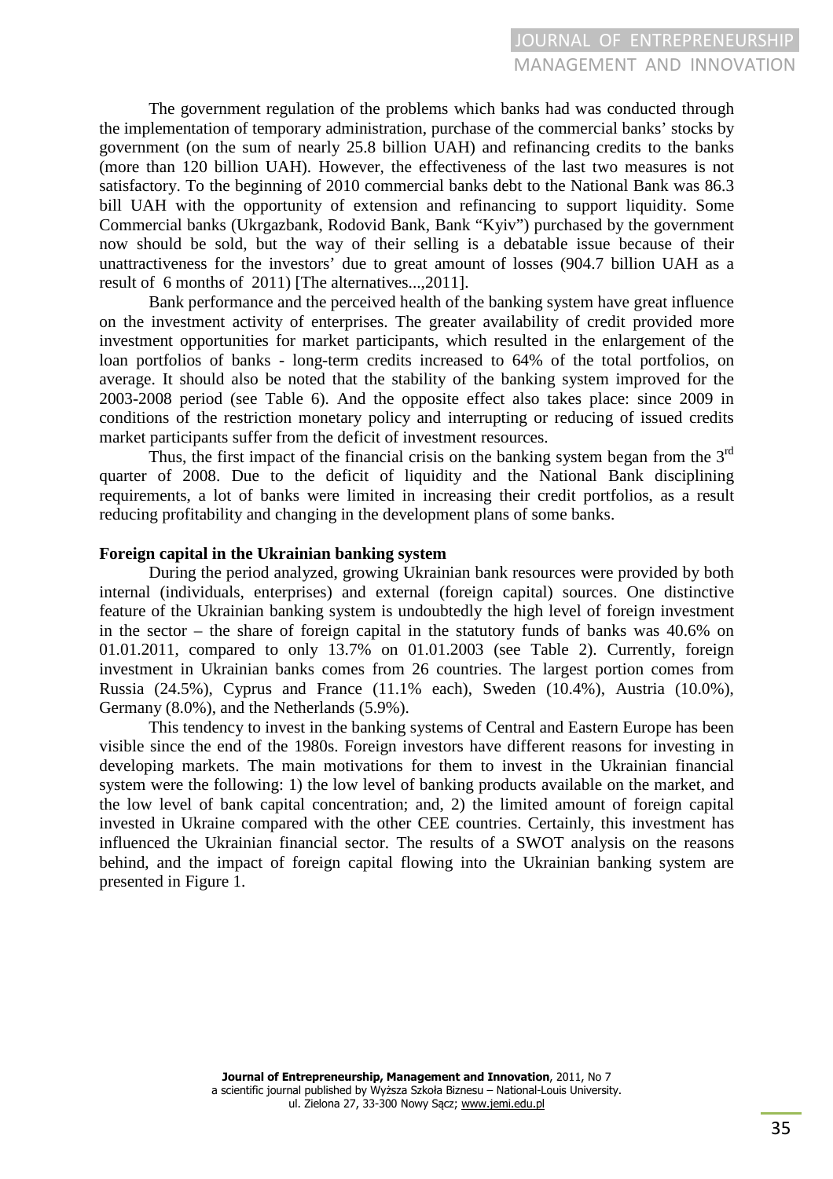The government regulation of the problems which banks had was conducted through the implementation of temporary administration, purchase of the commercial banks' stocks by government (on the sum of nearly 25.8 billion UAH) and refinancing credits to the banks (more than 120 billion UAH). However, the effectiveness of the last two measures is not satisfactory. To the beginning of 2010 commercial banks debt to the National Bank was 86.3 bill UAH with the opportunity of extension and refinancing to support liquidity. Some Commercial banks (Ukrgazbank, Rodovid Bank, Bank "Kyiv") purchased by the government now should be sold, but the way of their selling is a debatable issue because of their unattractiveness for the investors' due to great amount of losses (904.7 billion UAH as a result of 6 months of 2011) [The alternatives...,2011].

Bank performance and the perceived health of the banking system have great influence on the investment activity of enterprises. The greater availability of credit provided more investment opportunities for market participants, which resulted in the enlargement of the loan portfolios of banks - long-term credits increased to 64% of the total portfolios, on average. It should also be noted that the stability of the banking system improved for the 2003-2008 period (see Table 6). And the opposite effect also takes place: since 2009 in conditions of the restriction monetary policy and interrupting or reducing of issued credits market participants suffer from the deficit of investment resources.

Thus, the first impact of the financial crisis on the banking system began from the 3rd quarter of 2008. Due to the deficit of liquidity and the National Bank disciplining requirements, a lot of banks were limited in increasing their credit portfolios, as a result reducing profitability and changing in the development plans of some banks.

**Foreign capital in the Ukrainian banking system**

During the period analyzed, growing Ukrainian bank resources were provided by both internal (individuals, enterprises) and external (foreign capital) sources. One distinctive feature of the Ukrainian banking system is undoubtedly the high level of foreign investment in the sector – the share of foreign capital in the statutory funds of banks was 40.6% on 01.01.2011, compared to only 13.7% on 01.01.2003 (see Table 2). Currently, foreign investment in Ukrainian banks comes from 26 countries. The largest portion comes from Russia (24.5%), Cyprus and France (11.1% each), Sweden (10.4%), Austria (10.0%), Germany (8.0%), and the Netherlands (5.9%).

This tendency to invest in the banking systems of Central and Eastern Europe has been visible since the end of the 1980s. Foreign investors have different reasons for investing in developing markets. The main motivations for them to invest in the Ukrainian financial system were the following: 1) the low level of banking products available on the market, and the low level of bank capital concentration; and, 2) the limited amount of foreign capital invested in Ukraine compared with the other CEE countries. Certainly, this investment has influenced the Ukrainian financial sector. The results of a SWOT analysis on the reasons behind, and the impact of foreign capital flowing into the Ukrainian banking system are presented in Figure 1.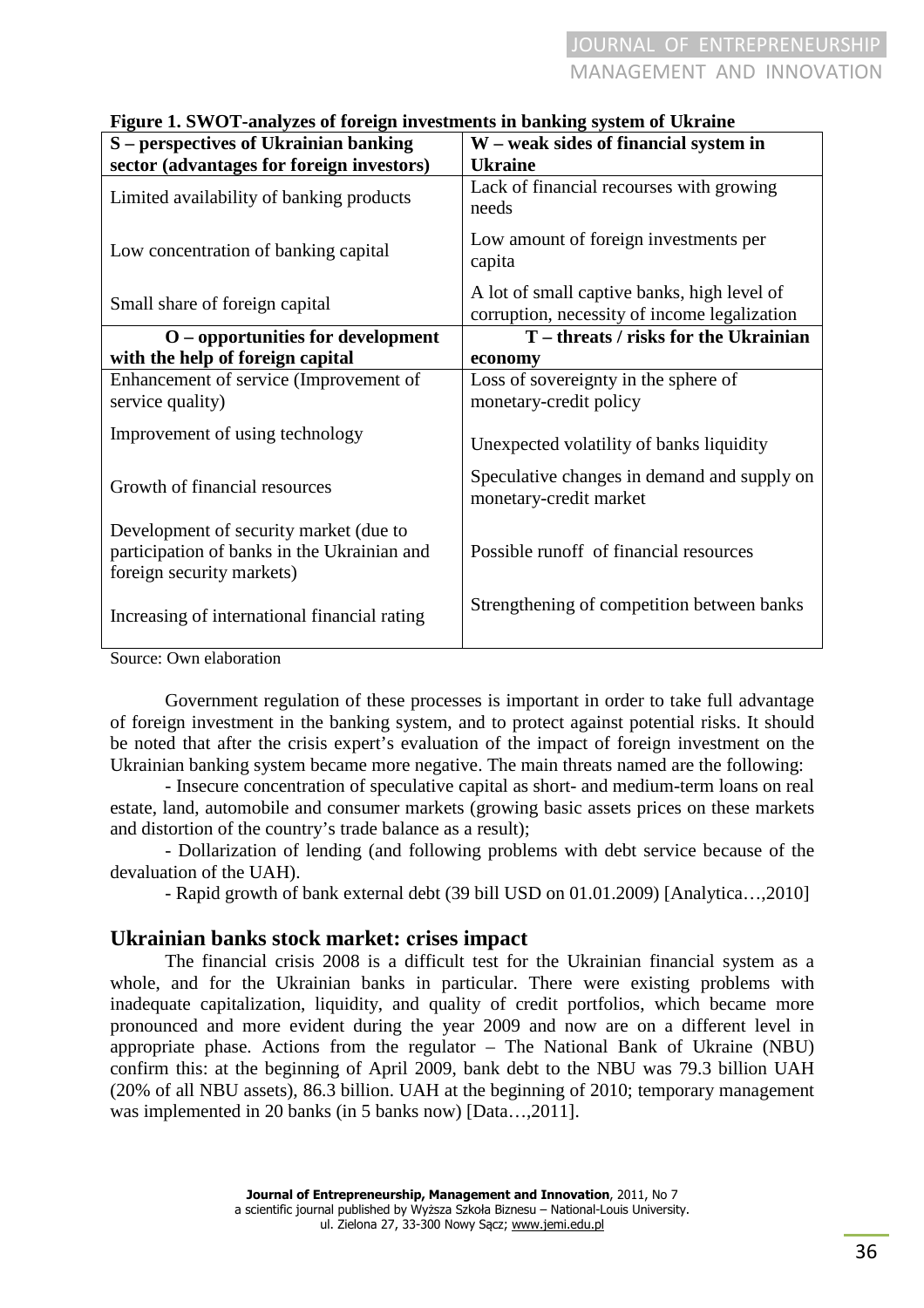**Figure 1. SWOT-analyzes of foreign investments in banking system of Ukraine**

| S – perspectives of Ukrainian banking sector (advantages for foreign investors) | W – weak sides of financial system in Ukraine |
|---|---|
| Limited availability of banking products | Lack of financial recourses with growing needs |
| Low concentration of banking capital | Low amount of foreign investments per capita |
| Small share of foreign capital | A lot of small captive banks, high level of corruption, necessity of income legalization |
| **O – opportunities for development with the help of foreign capital** | **T – threats / risks for the Ukrainian economy** |
| Enhancement of service (Improvement of service quality) | Loss of sovereignty in the sphere of monetary-credit policy |
| Improvement of using technology | Unexpected volatility of banks liquidity |
| Growth of financial resources | Speculative changes in demand and supply on monetary-credit market |
| Development of security market (due to participation of banks in the Ukrainian and foreign security markets) | Possible runoff of financial resources |
| Increasing of international financial rating | Strengthening of competition between banks |

Source: Own elaboration

Government regulation of these processes is important in order to take full advantage of foreign investment in the banking system, and to protect against potential risks. It should be noted that after the crisis expert's evaluation of the impact of foreign investment on the Ukrainian banking system became more negative. The main threats named are the following:

- Insecure concentration of speculative capital as short- and medium-term loans on real estate, land, automobile and consumer markets (growing basic assets prices on these markets and distortion of the country's trade balance as a result);

- Dollarization of lending (and following problems with debt service because of the devaluation of the UAH).

- Rapid growth of bank external debt (39 bill USD on 01.01.2009) [Analytica…,2010]

## Ukrainian banks stock market: crises impact

The financial crisis 2008 is a difficult test for the Ukrainian financial system as a whole, and for the Ukrainian banks in particular. There were existing problems with inadequate capitalization, liquidity, and quality of credit portfolios, which became more pronounced and more evident during the year 2009 and now are on a different level in appropriate phase. Actions from the regulator – The National Bank of Ukraine (NBU) confirm this: at the beginning of April 2009, bank debt to the NBU was 79.3 billion UAH (20% of all NBU assets), 86.3 billion. UAH at the beginning of 2010; temporary management was implemented in 20 banks (in 5 banks now) [Data…,2011].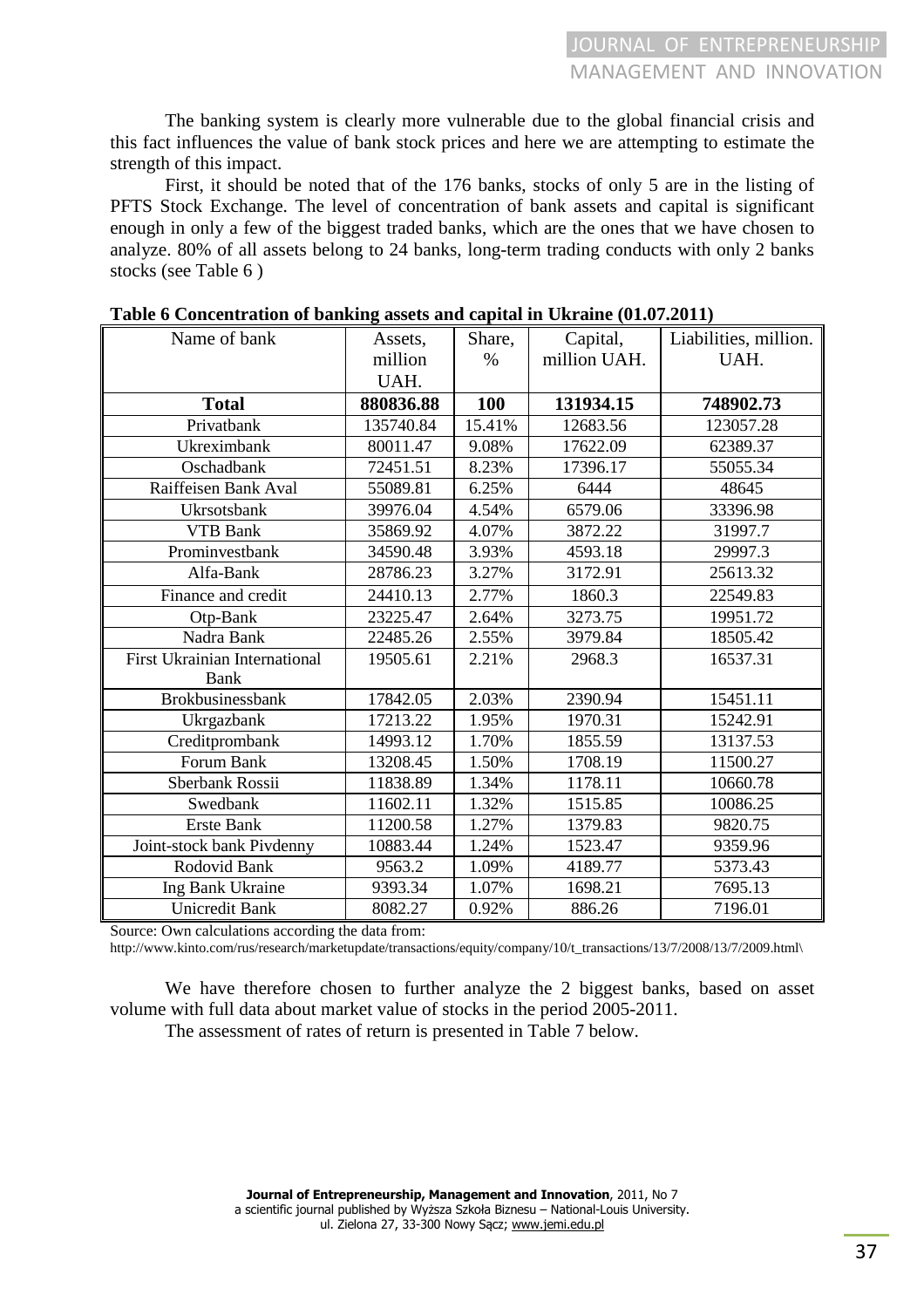The banking system is clearly more vulnerable due to the global financial crisis and this fact influences the value of bank stock prices and here we are attempting to estimate the strength of this impact.

First, it should be noted that of the 176 banks, stocks of only 5 are in the listing of PFTS Stock Exchange. The level of concentration of bank assets and capital is significant enough in only a few of the biggest traded banks, which are the ones that we have chosen to analyze. 80% of all assets belong to 24 banks, long-term trading conducts with only 2 banks stocks (see Table 6 )

**Table 6 Concentration of banking assets and capital in Ukraine (01.07.2011)**

| Name of bank | Assets, million UAH. | Share, % | Capital, million UAH. | Liabilities, million. UAH. |
|---|---|---|---|---|
| **Total** | **880836.88** | **100** | **131934.15** | **748902.73** |
| Privatbank | 135740.84 | 15.41% | 12683.56 | 123057.28 |
| Ukreximbank | 80011.47 | 9.08% | 17622.09 | 62389.37 |
| Oschadbank | 72451.51 | 8.23% | 17396.17 | 55055.34 |
| Raiffeisen Bank Aval | 55089.81 | 6.25% | 6444 | 48645 |
| Ukrsotsbank | 39976.04 | 4.54% | 6579.06 | 33396.98 |
| VTB Bank | 35869.92 | 4.07% | 3872.22 | 31997.7 |
| Prominvestbank | 34590.48 | 3.93% | 4593.18 | 29997.3 |
| Alfa-Bank | 28786.23 | 3.27% | 3172.91 | 25613.32 |
| Finance and credit | 24410.13 | 2.77% | 1860.3 | 22549.83 |
| Otp-Bank | 23225.47 | 2.64% | 3273.75 | 19951.72 |
| Nadra Bank | 22485.26 | 2.55% | 3979.84 | 18505.42 |
| First Ukrainian International Bank | 19505.61 | 2.21% | 2968.3 | 16537.31 |
| Brokbusinessbank | 17842.05 | 2.03% | 2390.94 | 15451.11 |
| Ukrgazbank | 17213.22 | 1.95% | 1970.31 | 15242.91 |
| Creditprombank | 14993.12 | 1.70% | 1855.59 | 13137.53 |
| Forum Bank | 13208.45 | 1.50% | 1708.19 | 11500.27 |
| Sberbank Rossii | 11838.89 | 1.34% | 1178.11 | 10660.78 |
| Swedbank | 11602.11 | 1.32% | 1515.85 | 10086.25 |
| Erste Bank | 11200.58 | 1.27% | 1379.83 | 9820.75 |
| Joint-stock bank Pivdenny | 10883.44 | 1.24% | 1523.47 | 9359.96 |
| Rodovid Bank | 9563.2 | 1.09% | 4189.77 | 5373.43 |
| Ing Bank Ukraine | 9393.34 | 1.07% | 1698.21 | 7695.13 |
| Unicredit Bank | 8082.27 | 0.92% | 886.26 | 7196.01 |

Source: Own calculations according the data from:
http://www.kinto.com/rus/research/marketupdate/transactions/equity/company/10/t_transactions/13/7/2008/13/7/2009.html\

We have therefore chosen to further analyze the 2 biggest banks, based on asset volume with full data about market value of stocks in the period 2005-2011.

The assessment of rates of return is presented in Table 7 below.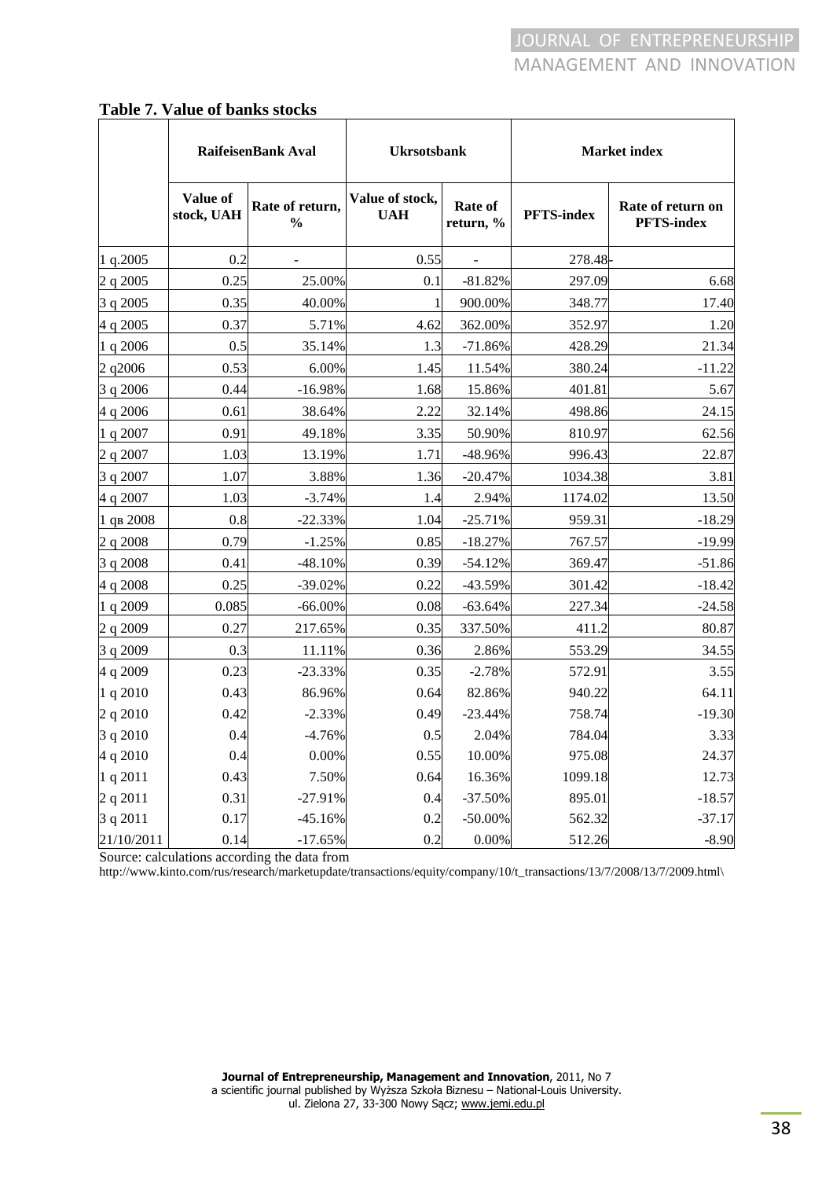**Table 7. Value of banks stocks**

| | RaifeisenBank Aval | | Ukrsotsbank | | Market index | |
|---|---|---|---|---|---|---|
| | Value of stock, UAH | Rate of return, % | Value of stock, UAH | Rate of return, % | PFTS-index | Rate of return on PFTS-index |
| 1 q.2005 | 0.2 | - | 0.55 | - | 278.48 | - |
| 2 q 2005 | 0.25 | 25.00% | 0.1 | -81.82% | 297.09 | 6.68 |
| 3 q 2005 | 0.35 | 40.00% | 1 | 900.00% | 348.77 | 17.40 |
| 4 q 2005 | 0.37 | 5.71% | 4.62 | 362.00% | 352.97 | 1.20 |
| 1 q 2006 | 0.5 | 35.14% | 1.3 | -71.86% | 428.29 | 21.34 |
| 2 q2006 | 0.53 | 6.00% | 1.45 | 11.54% | 380.24 | -11.22 |
| 3 q 2006 | 0.44 | -16.98% | 1.68 | 15.86% | 401.81 | 5.67 |
| 4 q 2006 | 0.61 | 38.64% | 2.22 | 32.14% | 498.86 | 24.15 |
| 1 q 2007 | 0.91 | 49.18% | 3.35 | 50.90% | 810.97 | 62.56 |
| 2 q 2007 | 1.03 | 13.19% | 1.71 | -48.96% | 996.43 | 22.87 |
| 3 q 2007 | 1.07 | 3.88% | 1.36 | -20.47% | 1034.38 | 3.81 |
| 4 q 2007 | 1.03 | -3.74% | 1.4 | 2.94% | 1174.02 | 13.50 |
| 1 qв 2008 | 0.8 | -22.33% | 1.04 | -25.71% | 959.31 | -18.29 |
| 2 q 2008 | 0.79 | -1.25% | 0.85 | -18.27% | 767.57 | -19.99 |
| 3 q 2008 | 0.41 | -48.10% | 0.39 | -54.12% | 369.47 | -51.86 |
| 4 q 2008 | 0.25 | -39.02% | 0.22 | -43.59% | 301.42 | -18.42 |
| 1 q 2009 | 0.085 | -66.00% | 0.08 | -63.64% | 227.34 | -24.58 |
| 2 q 2009 | 0.27 | 217.65% | 0.35 | 337.50% | 411.2 | 80.87 |
| 3 q 2009 | 0.3 | 11.11% | 0.36 | 2.86% | 553.29 | 34.55 |
| 4 q 2009 | 0.23 | -23.33% | 0.35 | -2.78% | 572.91 | 3.55 |
| 1 q 2010 | 0.43 | 86.96% | 0.64 | 82.86% | 940.22 | 64.11 |
| 2 q 2010 | 0.42 | -2.33% | 0.49 | -23.44% | 758.74 | -19.30 |
| 3 q 2010 | 0.4 | -4.76% | 0.5 | 2.04% | 784.04 | 3.33 |
| 4 q 2010 | 0.4 | 0.00% | 0.55 | 10.00% | 975.08 | 24.37 |
| 1 q 2011 | 0.43 | 7.50% | 0.64 | 16.36% | 1099.18 | 12.73 |
| 2 q 2011 | 0.31 | -27.91% | 0.4 | -37.50% | 895.01 | -18.57 |
| 3 q 2011 | 0.17 | -45.16% | 0.2 | -50.00% | 562.32 | -37.17 |
| 21/10/2011 | 0.14 | -17.65% | 0.2 | 0.00% | 512.26 | -8.90 |

Source: calculations according the data from
http://www.kinto.com/rus/research/marketupdate/transactions/equity/company/10/t_transactions/13/7/2008/13/7/2009.html\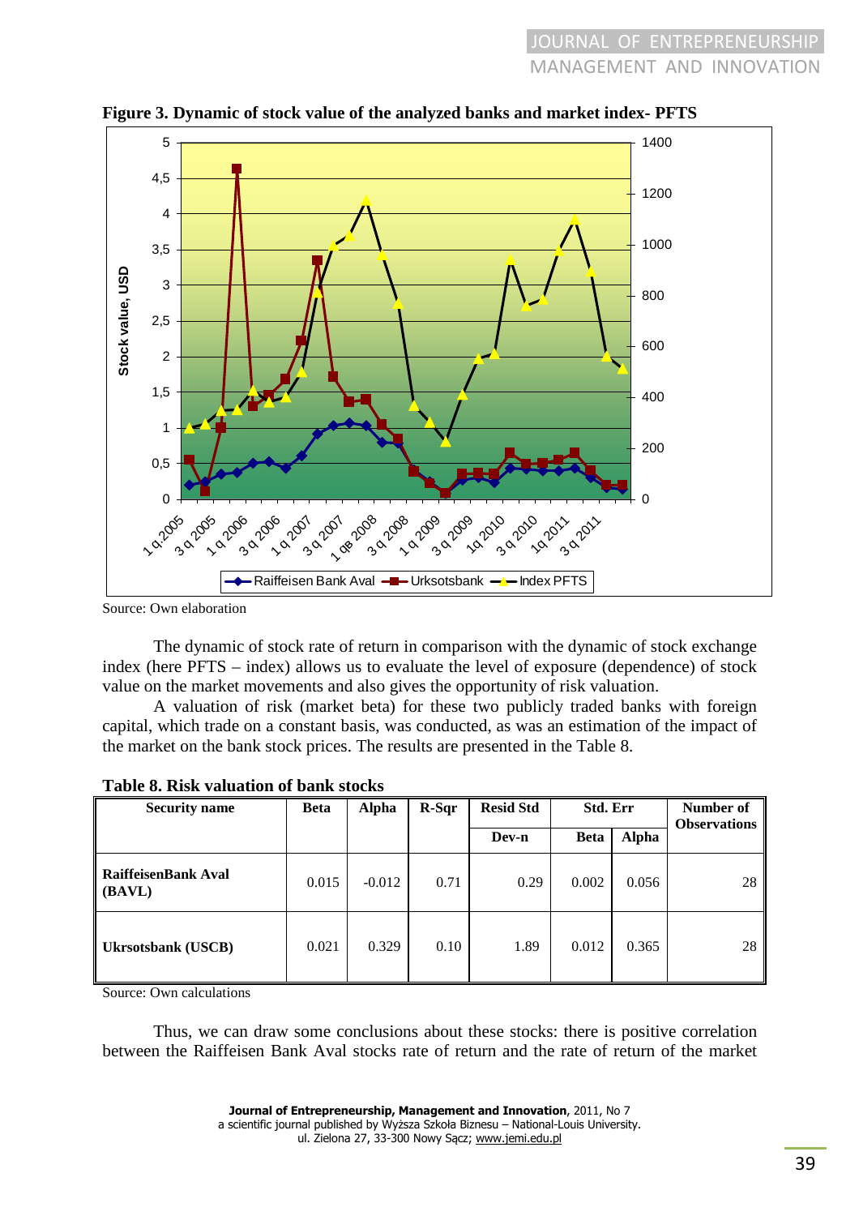**Figure 3. Dynamic of stock value of the analyzed banks and market index- PFTS**

Source: Own elaboration

The dynamic of stock rate of return in comparison with the dynamic of stock exchange index (here PFTS – index) allows us to evaluate the level of exposure (dependence) of stock value on the market movements and also gives the opportunity of risk valuation.

A valuation of risk (market beta) for these two publicly traded banks with foreign capital, which trade on a constant basis, was conducted, as was an estimation of the impact of the market on the bank stock prices. The results are presented in the Table 8.

**Table 8. Risk valuation of bank stocks**

| Security name | Beta | Alpha | R-Sqr | Resid Std Dev-n | Std. Err Beta | Std. Err Alpha | Number of Observations |
|---|---|---|---|---|---|---|---|
| RaiffeisenBank Aval (BAVL) | 0.015 | -0.012 | 0.71 | 0.29 | 0.002 | 0.056 | 28 |
| Ukrsotsbank (USCB) | 0.021 | 0.329 | 0.10 | 1.89 | 0.012 | 0.365 | 28 |

Source: Own calculations

Thus, we can draw some conclusions about these stocks: there is positive correlation between the Raiffeisen Bank Aval stocks rate of return and the rate of return of the market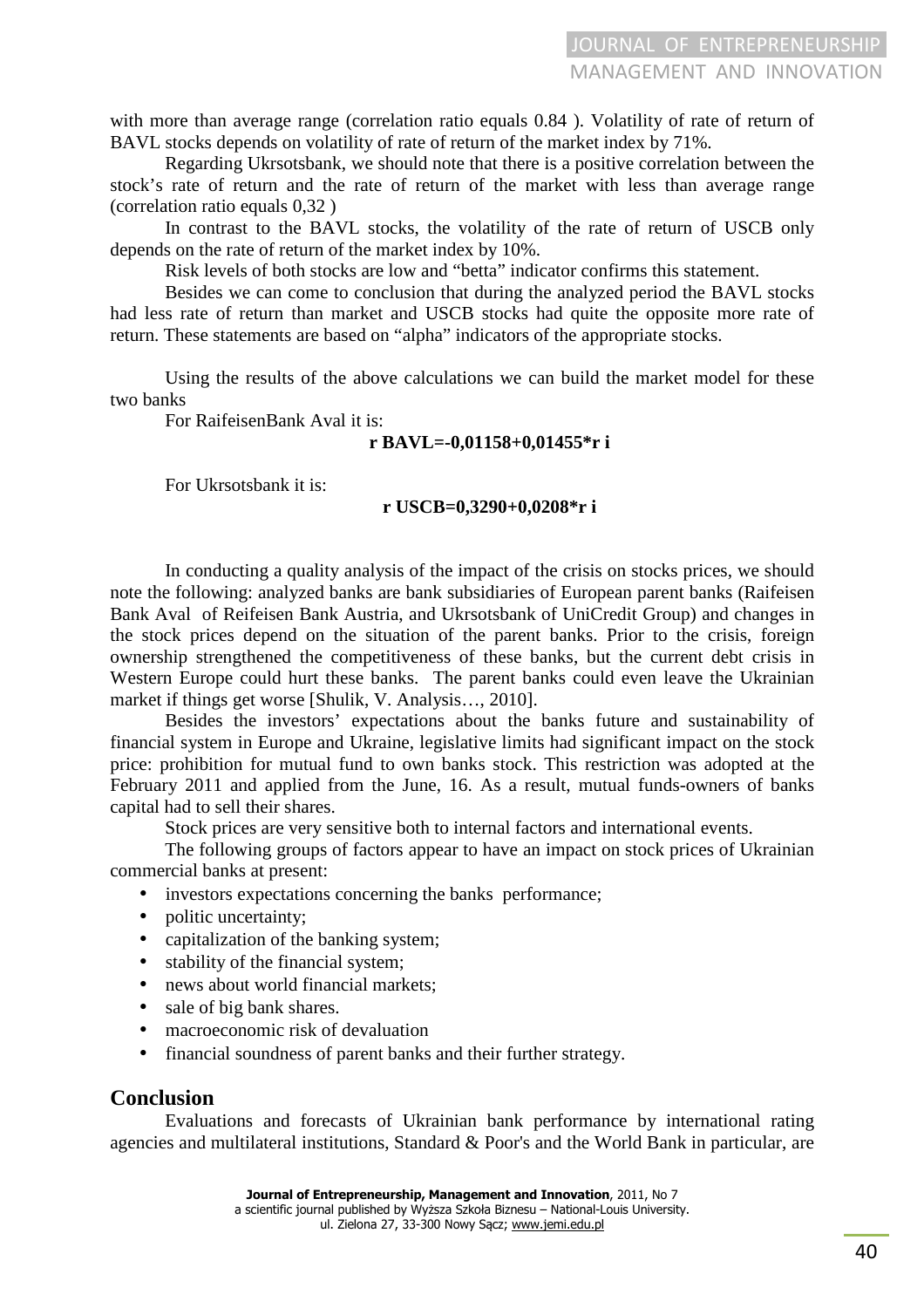with more than average range (correlation ratio equals 0.84 ). Volatility of rate of return of BAVL stocks depends on volatility of rate of return of the market index by 71%.

Regarding Ukrsotsbank, we should note that there is a positive correlation between the stock's rate of return and the rate of return of the market with less than average range (correlation ratio equals 0,32 )

In contrast to the BAVL stocks, the volatility of the rate of return of USCB only depends on the rate of return of the market index by 10%.

Risk levels of both stocks are low and "betta" indicator confirms this statement.

Besides we can come to conclusion that during the analyzed period the BAVL stocks had less rate of return than market and USCB stocks had quite the opposite more rate of return. These statements are based on "alpha" indicators of the appropriate stocks.

Using the results of the above calculations we can build the market model for these two banks

For RaifeisenBank Aval it is:

$$r\ BAVL=-0{,}01158+0{,}01455*r\ i$$

For Ukrsotsbank it is:

$$r\ USCB=0{,}3290+0{,}0208*r\ i$$

In conducting a quality analysis of the impact of the crisis on stocks prices, we should note the following: analyzed banks are bank subsidiaries of European parent banks (Raifeisen Bank Aval of Reifeisen Bank Austria, and Ukrsotsbank of UniCredit Group) and changes in the stock prices depend on the situation of the parent banks. Prior to the crisis, foreign ownership strengthened the competitiveness of these banks, but the current debt crisis in Western Europe could hurt these banks. The parent banks could even leave the Ukrainian market if things get worse [Shulik, V. Analysis…, 2010].

Besides the investors' expectations about the banks future and sustainability of financial system in Europe and Ukraine, legislative limits had significant impact on the stock price: prohibition for mutual fund to own banks stock. This restriction was adopted at the February 2011 and applied from the June, 16. As a result, mutual funds-owners of banks capital had to sell their shares.

Stock prices are very sensitive both to internal factors and international events.

The following groups of factors appear to have an impact on stock prices of Ukrainian commercial banks at present:

- investors expectations concerning the banks performance;
- politic uncertainty;
- capitalization of the banking system;
- stability of the financial system;
- news about world financial markets;
- sale of big bank shares.
- macroeconomic risk of devaluation
- financial soundness of parent banks and their further strategy.

## Conclusion

Evaluations and forecasts of Ukrainian bank performance by international rating agencies and multilateral institutions, Standard & Poor's and the World Bank in particular, are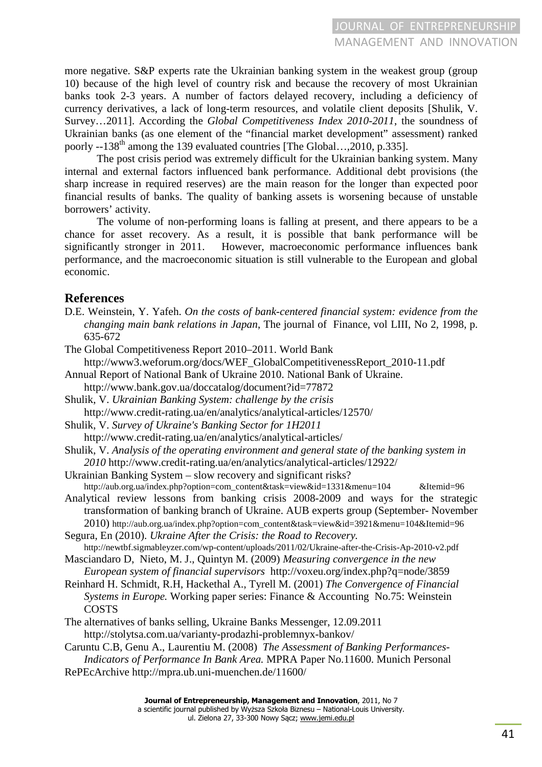more negative. S&P experts rate the Ukrainian banking system in the weakest group (group 10) because of the high level of country risk and because the recovery of most Ukrainian banks took 2-3 years. A number of factors delayed recovery, including a deficiency of currency derivatives, a lack of long-term resources, and volatile client deposits [Shulik, V. Survey…2011]. According the *Global Competitiveness Index 2010-2011*, the soundness of Ukrainian banks (as one element of the "financial market development" assessment) ranked poorly --138th among the 139 evaluated countries [The Global…,2010, p.335].

The post crisis period was extremely difficult for the Ukrainian banking system. Many internal and external factors influenced bank performance. Additional debt provisions (the sharp increase in required reserves) are the main reason for the longer than expected poor financial results of banks. The quality of banking assets is worsening because of unstable borrowers' activity.

The volume of non-performing loans is falling at present, and there appears to be a chance for asset recovery. As a result, it is possible that bank performance will be significantly stronger in 2011. However, macroeconomic performance influences bank performance, and the macroeconomic situation is still vulnerable to the European and global economic.

## References

D.E. Weinstein, Y. Yafeh. *On the costs of bank-centered financial system: evidence from the changing main bank relations in Japan*, The journal of Finance, vol LIII, No 2, 1998, p. 635-672

The Global Competitiveness Report 2010–2011. World Bank http://www3.weforum.org/docs/WEF_GlobalCompetitivenessReport_2010-11.pdf

Annual Report of National Bank of Ukraine 2010. National Bank of Ukraine. http://www.bank.gov.ua/doccatalog/document?id=77872

Shulik, V. *Ukrainian Banking System: challenge by the crisis* http://www.credit-rating.ua/en/analytics/analytical-articles/12570/

Shulik, V. *Survey of Ukraine's Banking Sector for 1H2011* http://www.credit-rating.ua/en/analytics/analytical-articles/

Shulik, V. *Analysis of the operating environment and general state of the banking system in 2010* http://www.credit-rating.ua/en/analytics/analytical-articles/12922/

Ukrainian Banking System – slow recovery and significant risks? http://aub.org.ua/index.php?option=com_content&task=view&id=1331&menu=104 &Itemid=96

Analytical review lessons from banking crisis 2008-2009 and ways for the strategic transformation of banking branch of Ukraine. AUB experts group (September- November 2010) http://aub.org.ua/index.php?option=com_content&task=view&id=3921&menu=104&Itemid=96

Segura, En (2010). *Ukraine After the Crisis: the Road to Recovery.* http://newtbf.sigmableyzer.com/wp-content/uploads/2011/02/Ukraine-after-the-Crisis-Ap-2010-v2.pdf

Masciandaro D, Nieto, M. J., Quintyn M. (2009) *Measuring convergence in the new European system of financial supervisors* http://voxeu.org/index.php?q=node/3859

Reinhard H. Schmidt, R.H, Hackethal A., Tyrell M. (2001) *The Convergence of Financial Systems in Europe.* Working paper series: Finance & Accounting No.75: Weinstein COSTS

The alternatives of banks selling, Ukraine Banks Messenger, 12.09.2011 http://stolytsa.com.ua/varianty-prodazhi-problemnyx-bankov/

Caruntu C.B, Genu A., Laurentiu M. (2008) *The Assessment of Banking Performances-Indicators of Performance In Bank Area.* MPRA Paper No.11600. Munich Personal RePEcArchive http://mpra.ub.uni-muenchen.de/11600/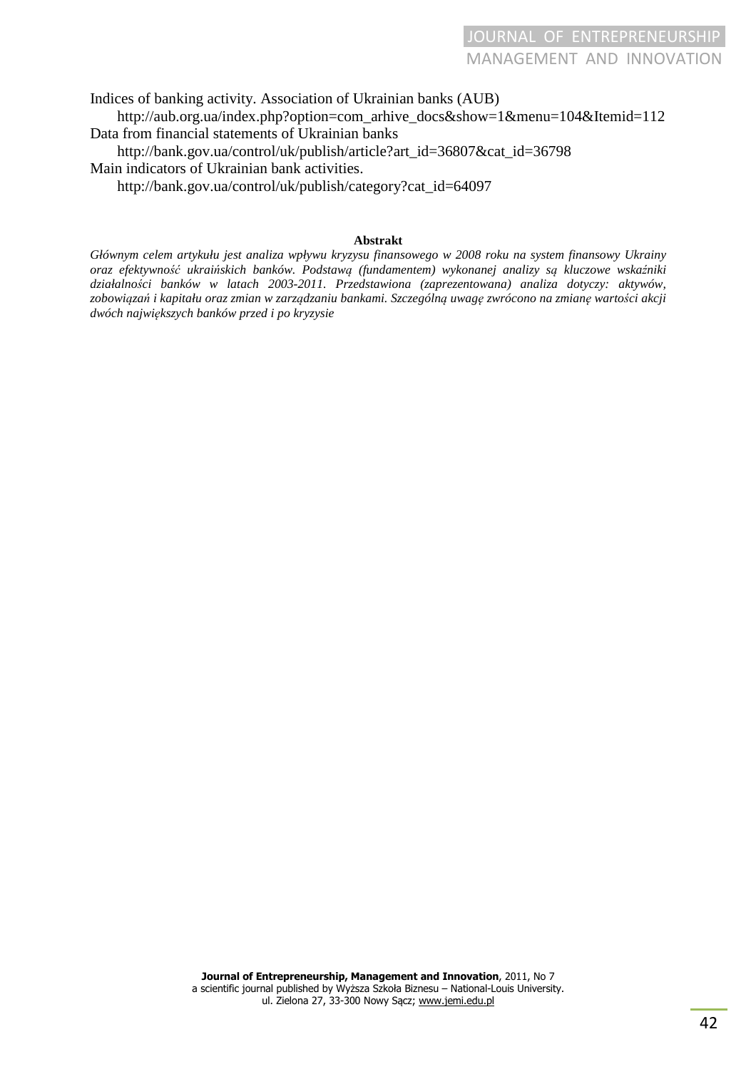Indices of banking activity. Association of Ukrainian banks (AUB)

http://aub.org.ua/index.php?option=com_arhive_docs&show=1&menu=104&Itemid=112

Data from financial statements of Ukrainian banks

http://bank.gov.ua/control/uk/publish/article?art_id=36807&cat_id=36798

Main indicators of Ukrainian bank activities.

http://bank.gov.ua/control/uk/publish/category?cat_id=64097

**Abstrakt**

*Głównym celem artykułu jest analiza wpływu kryzysu finansowego w 2008 roku na system finansowy Ukrainy oraz efektywność ukraińskich banków. Podstawą (fundamentem) wykonanej analizy są kluczowe wskaźniki działalności banków w latach 2003-2011. Przedstawiona (zaprezentowana) analiza dotyczy: aktywów, zobowiązań i kapitału oraz zmian w zarządzaniu bankami. Szczególną uwagę zwrócono na zmianę wartości akcji dwóch największych banków przed i po kryzysie*